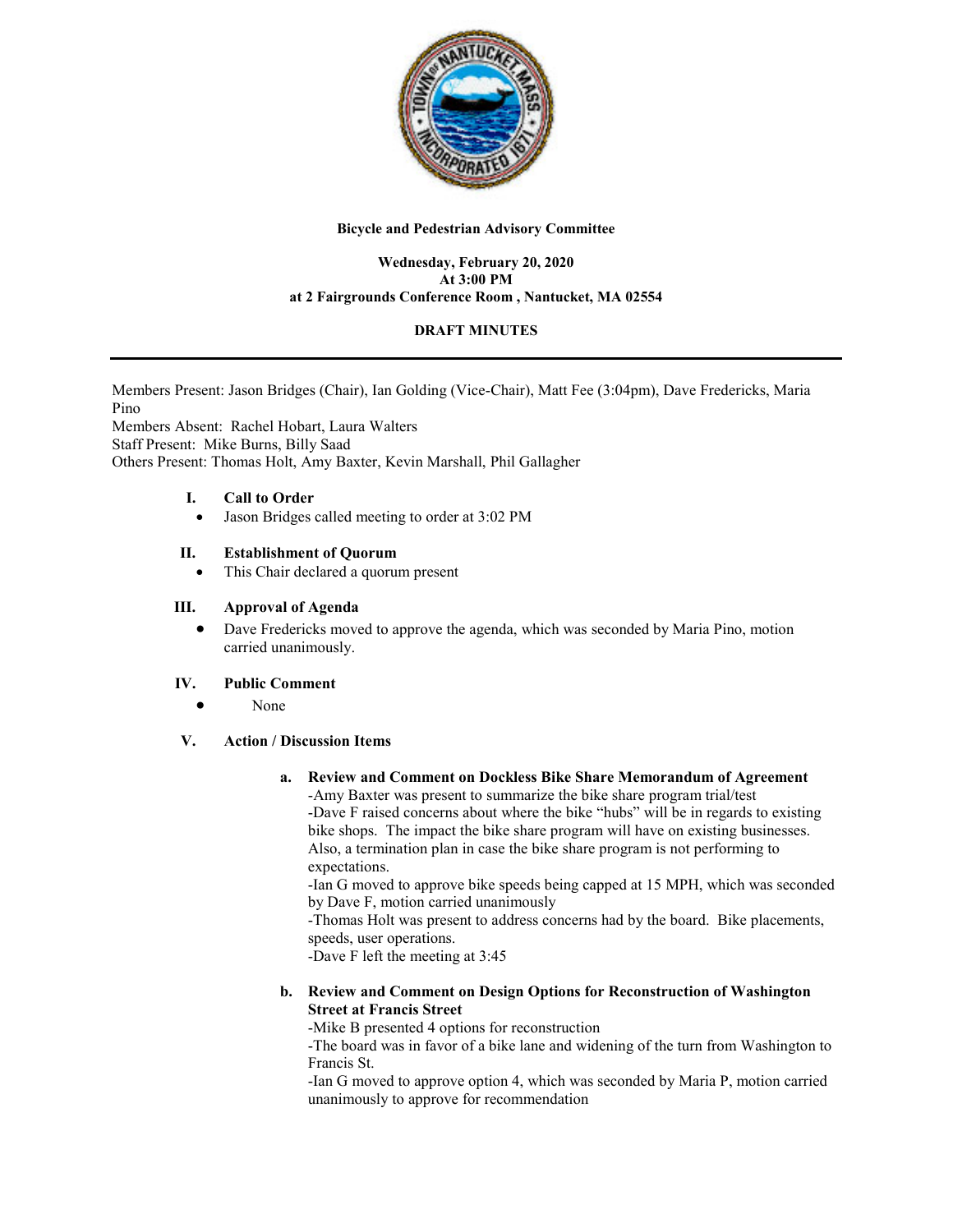**Bicycle and Pedestrian Advisory Committee**

**Wednesday, February 20, 2020**
**At 3:00 PM**
**at 2 Fairgrounds Conference Room , Nantucket, MA 02554**

**DRAFT MINUTES**

---

Members Present: Jason Bridges (Chair), Ian Golding (Vice-Chair), Matt Fee (3:04pm), Dave Fredericks, Maria Pino
Members Absent: Rachel Hobart, Laura Walters
Staff Present: Mike Burns, Billy Saad
Others Present: Thomas Holt, Amy Baxter, Kevin Marshall, Phil Gallagher

**I. Call to Order**

- Jason Bridges called meeting to order at 3:02 PM

**II. Establishment of Quorum**

- This Chair declared a quorum present

**III. Approval of Agenda**

- Dave Fredericks moved to approve the agenda, which was seconded by Maria Pino, motion carried unanimously.

**IV. Public Comment**

- None

**V. Action / Discussion Items**

**a. Review and Comment on Dockless Bike Share Memorandum of Agreement**

-Amy Baxter was present to summarize the bike share program trial/test
-Dave F raised concerns about where the bike "hubs" will be in regards to existing bike shops. The impact the bike share program will have on existing businesses. Also, a termination plan in case the bike share program is not performing to expectations.
-Ian G moved to approve bike speeds being capped at 15 MPH, which was seconded by Dave F, motion carried unanimously
-Thomas Holt was present to address concerns had by the board. Bike placements, speeds, user operations.
-Dave F left the meeting at 3:45

**b. Review and Comment on Design Options for Reconstruction of Washington Street at Francis Street**

-Mike B presented 4 options for reconstruction
-The board was in favor of a bike lane and widening of the turn from Washington to Francis St.
-Ian G moved to approve option 4, which was seconded by Maria P, motion carried unanimously to approve for recommendation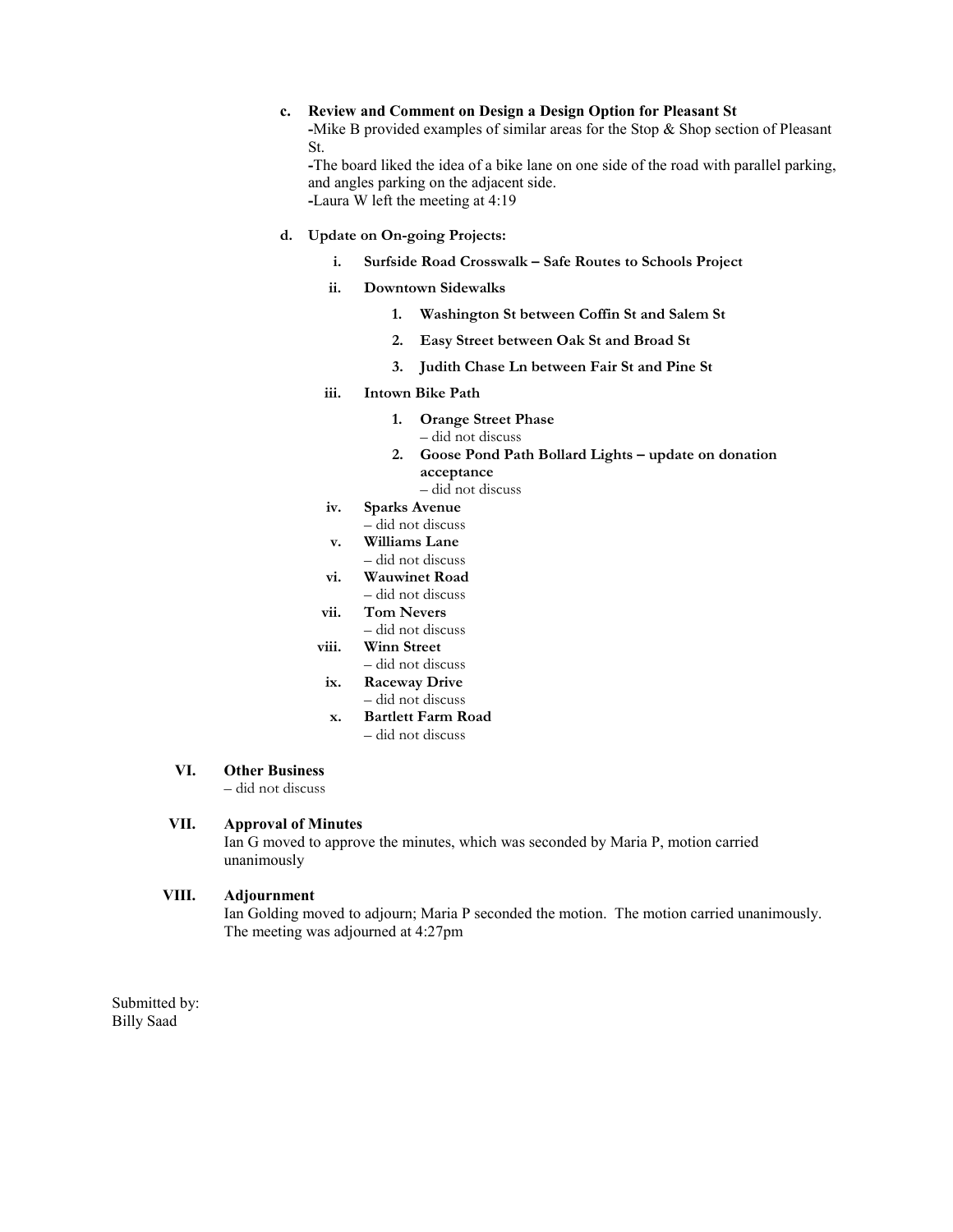**c. Review and Comment on Design a Design Option for Pleasant St**

-Mike B provided examples of similar areas for the Stop & Shop section of Pleasant St.

-The board liked the idea of a bike lane on one side of the road with parallel parking, and angles parking on the adjacent side.

-Laura W left the meeting at 4:19

**d. Update on On-going Projects:**

- **i. Surfside Road Crosswalk – Safe Routes to Schools Project**
- **ii. Downtown Sidewalks**
  1. **Washington St between Coffin St and Salem St**
  2. **Easy Street between Oak St and Broad St**
  3. **Judith Chase Ln between Fair St and Pine St**
- **iii. Intown Bike Path**
  1. **Orange Street Phase**
     – did not discuss
  2. **Goose Pond Path Bollard Lights – update on donation acceptance**
     – did not discuss
- **iv. Sparks Avenue**
  – did not discuss
- **v. Williams Lane**
  – did not discuss
- **vi. Wauwinet Road**
  – did not discuss
- **vii. Tom Nevers**
  – did not discuss
- **viii. Winn Street**
  – did not discuss
- **ix. Raceway Drive**
  – did not discuss
- **x. Bartlett Farm Road**
  – did not discuss

## VI. Other Business

– did not discuss

## VII. Approval of Minutes

Ian G moved to approve the minutes, which was seconded by Maria P, motion carried unanimously

## VIII. Adjournment

Ian Golding moved to adjourn; Maria P seconded the motion. The motion carried unanimously. The meeting was adjourned at 4:27pm

Submitted by:
Billy Saad